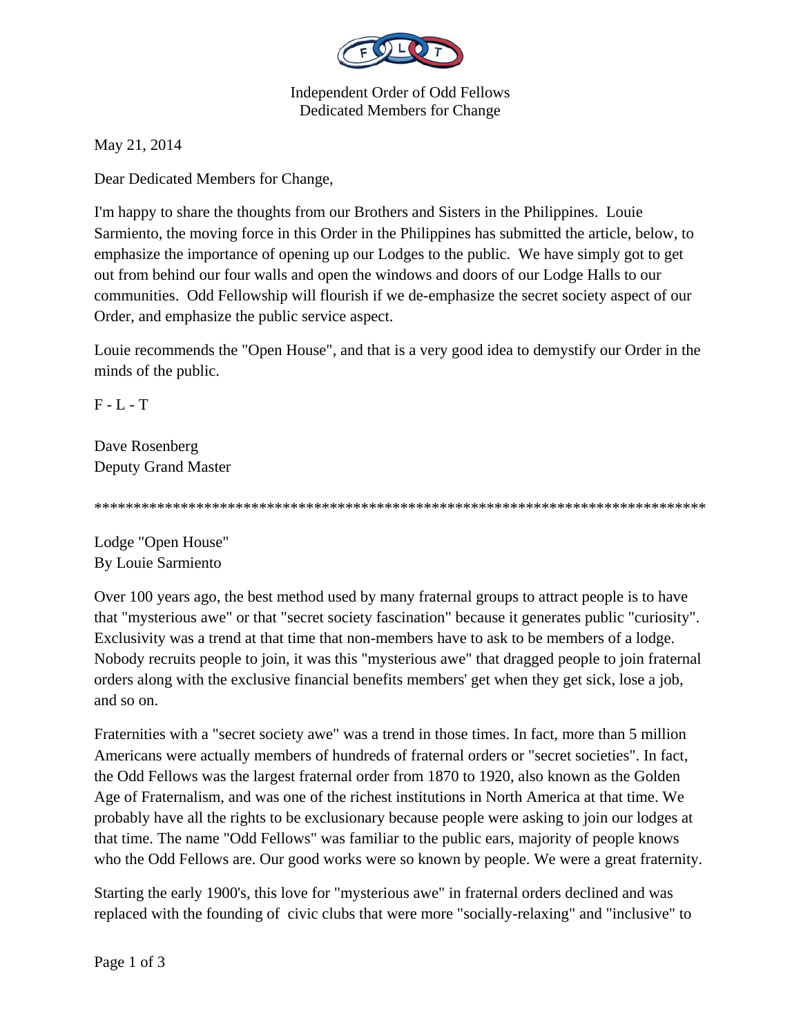Independent Order of Odd Fellows
Dedicated Members for Change

May 21, 2014

Dear Dedicated Members for Change,

I'm happy to share the thoughts from our Brothers and Sisters in the Philippines. Louie Sarmiento, the moving force in this Order in the Philippines has submitted the article, below, to emphasize the importance of opening up our Lodges to the public. We have simply got to get out from behind our four walls and open the windows and doors of our Lodge Halls to our communities. Odd Fellowship will flourish if we de-emphasize the secret society aspect of our Order, and emphasize the public service aspect.

Louie recommends the "Open House", and that is a very good idea to demystify our Order in the minds of the public.

F - L - T

Dave Rosenberg
Deputy Grand Master

*******************************************************************************

Lodge "Open House"
By Louie Sarmiento

Over 100 years ago, the best method used by many fraternal groups to attract people is to have that "mysterious awe" or that "secret society fascination" because it generates public "curiosity". Exclusivity was a trend at that time that non-members have to ask to be members of a lodge. Nobody recruits people to join, it was this "mysterious awe" that dragged people to join fraternal orders along with the exclusive financial benefits members' get when they get sick, lose a job, and so on.

Fraternities with a "secret society awe" was a trend in those times. In fact, more than 5 million Americans were actually members of hundreds of fraternal orders or "secret societies". In fact, the Odd Fellows was the largest fraternal order from 1870 to 1920, also known as the Golden Age of Fraternalism, and was one of the richest institutions in North America at that time. We probably have all the rights to be exclusionary because people were asking to join our lodges at that time. The name "Odd Fellows" was familiar to the public ears, majority of people knows who the Odd Fellows are. Our good works were so known by people. We were a great fraternity.

Starting the early 1900's, this love for "mysterious awe" in fraternal orders declined and was replaced with the founding of civic clubs that were more "socially-relaxing" and "inclusive" to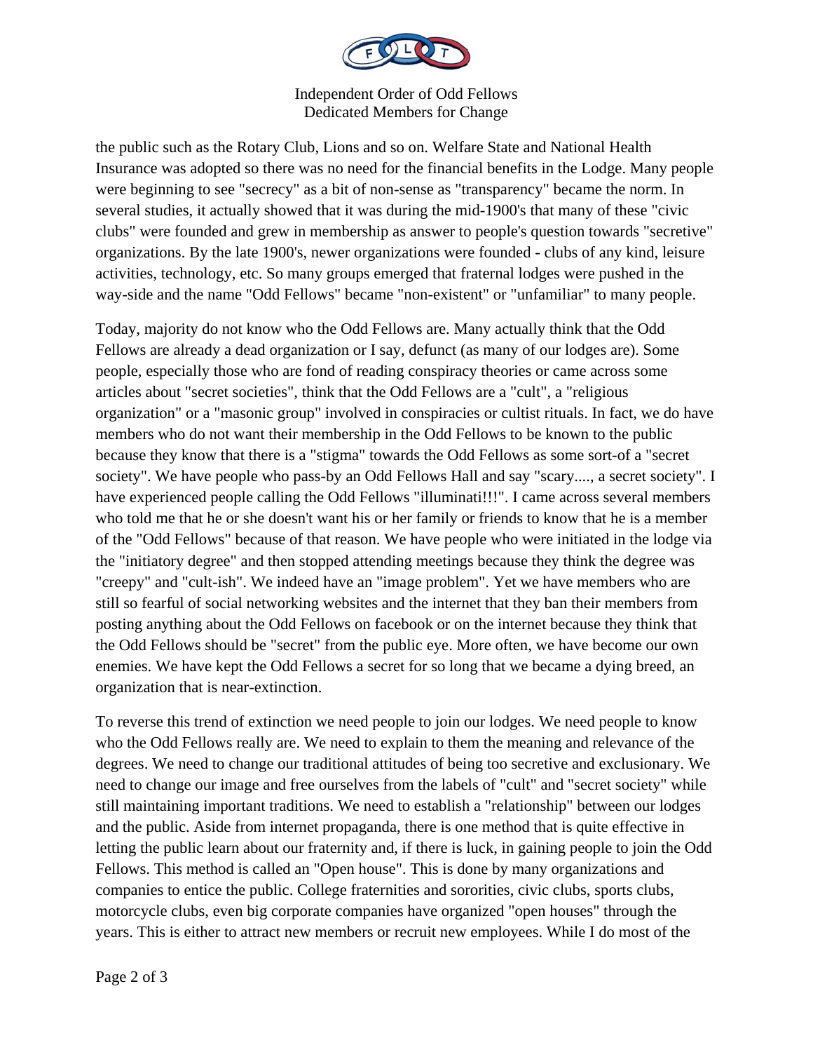the public such as the Rotary Club, Lions and so on. Welfare State and National Health Insurance was adopted so there was no need for the financial benefits in the Lodge. Many people were beginning to see "secrecy" as a bit of non-sense as "transparency" became the norm. In several studies, it actually showed that it was during the mid-1900's that many of these "civic clubs" were founded and grew in membership as answer to people's question towards "secretive" organizations. By the late 1900's, newer organizations were founded - clubs of any kind, leisure activities, technology, etc. So many groups emerged that fraternal lodges were pushed in the way-side and the name "Odd Fellows" became "non-existent" or "unfamiliar" to many people.

Today, majority do not know who the Odd Fellows are. Many actually think that the Odd Fellows are already a dead organization or I say, defunct (as many of our lodges are). Some people, especially those who are fond of reading conspiracy theories or came across some articles about "secret societies", think that the Odd Fellows are a "cult", a "religious organization" or a "masonic group" involved in conspiracies or cultist rituals. In fact, we do have members who do not want their membership in the Odd Fellows to be known to the public because they know that there is a "stigma" towards the Odd Fellows as some sort-of a "secret society". We have people who pass-by an Odd Fellows Hall and say "scary...., a secret society". I have experienced people calling the Odd Fellows "illuminati!!!". I came across several members who told me that he or she doesn't want his or her family or friends to know that he is a member of the "Odd Fellows" because of that reason. We have people who were initiated in the lodge via the "initiatory degree" and then stopped attending meetings because they think the degree was "creepy" and "cult-ish". We indeed have an "image problem". Yet we have members who are still so fearful of social networking websites and the internet that they ban their members from posting anything about the Odd Fellows on facebook or on the internet because they think that the Odd Fellows should be "secret" from the public eye. More often, we have become our own enemies. We have kept the Odd Fellows a secret for so long that we became a dying breed, an organization that is near-extinction.

To reverse this trend of extinction we need people to join our lodges. We need people to know who the Odd Fellows really are. We need to explain to them the meaning and relevance of the degrees. We need to change our traditional attitudes of being too secretive and exclusionary. We need to change our image and free ourselves from the labels of "cult" and "secret society" while still maintaining important traditions. We need to establish a "relationship" between our lodges and the public. Aside from internet propaganda, there is one method that is quite effective in letting the public learn about our fraternity and, if there is luck, in gaining people to join the Odd Fellows. This method is called an "Open house". This is done by many organizations and companies to entice the public. College fraternities and sororities, civic clubs, sports clubs, motorcycle clubs, even big corporate companies have organized "open houses" through the years. This is either to attract new members or recruit new employees. While I do most of the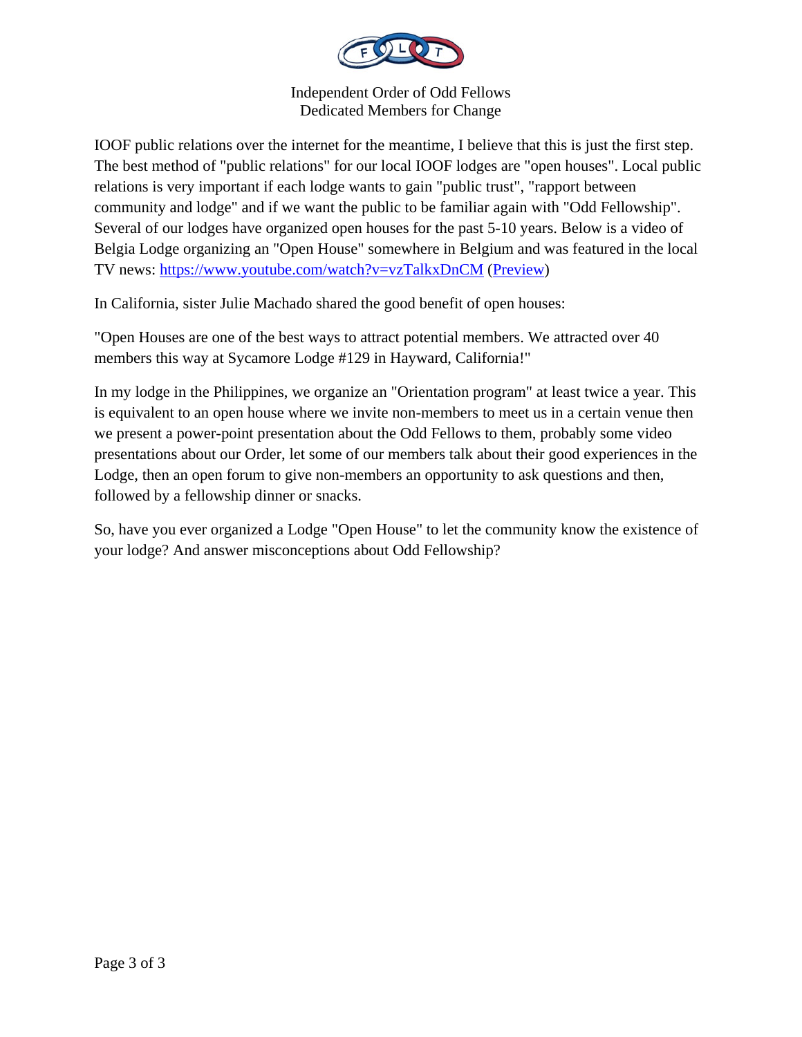IOOF public relations over the internet for the meantime, I believe that this is just the first step. The best method of "public relations" for our local IOOF lodges are "open houses". Local public relations is very important if each lodge wants to gain "public trust", "rapport between community and lodge" and if we want the public to be familiar again with "Odd Fellowship". Several of our lodges have organized open houses for the past 5-10 years. Below is a video of Belgia Lodge organizing an "Open House" somewhere in Belgium and was featured in the local TV news: https://www.youtube.com/watch?v=vzTalkxDnCM (Preview)

In California, sister Julie Machado shared the good benefit of open houses:

"Open Houses are one of the best ways to attract potential members. We attracted over 40 members this way at Sycamore Lodge #129 in Hayward, California!"

In my lodge in the Philippines, we organize an "Orientation program" at least twice a year. This is equivalent to an open house where we invite non-members to meet us in a certain venue then we present a power-point presentation about the Odd Fellows to them, probably some video presentations about our Order, let some of our members talk about their good experiences in the Lodge, then an open forum to give non-members an opportunity to ask questions and then, followed by a fellowship dinner or snacks.

So, have you ever organized a Lodge "Open House" to let the community know the existence of your lodge? And answer misconceptions about Odd Fellowship?